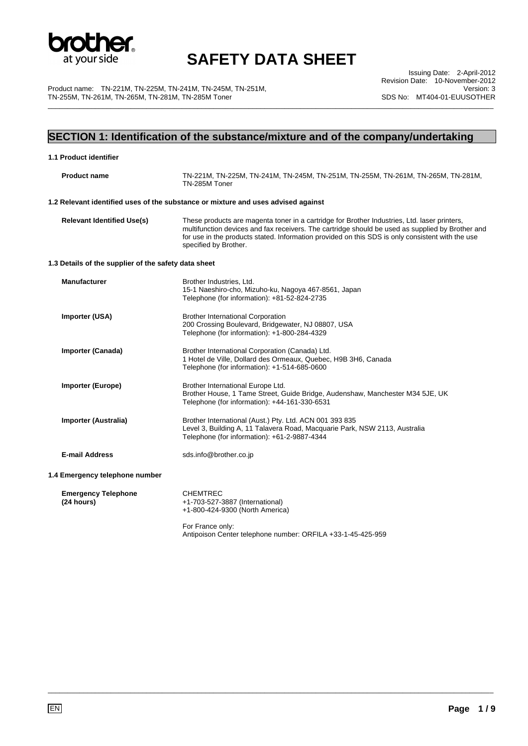# SAFETY DATA SHEET

Issuing Date: 2-April-2012
Revision Date: 10-November-2012
Version: 3
SDS No: MT404-01-EUUSOTHER

Product name: TN-221M, TN-225M, TN-241M, TN-245M, TN-251M, TN-255M, TN-261M, TN-265M, TN-281M, TN-285M Toner

## SECTION 1: Identification of the substance/mixture and of the company/undertaking

### 1.1 Product identifier

**Product name** TN-221M, TN-225M, TN-241M, TN-245M, TN-251M, TN-255M, TN-261M, TN-265M, TN-281M, TN-285M Toner

### 1.2 Relevant identified uses of the substance or mixture and uses advised against

**Relevant Identified Use(s)** These products are magenta toner in a cartridge for Brother Industries, Ltd. laser printers, multifunction devices and fax receivers. The cartridge should be used as supplied by Brother and for use in the products stated. Information provided on this SDS is only consistent with the use specified by Brother.

### 1.3 Details of the supplier of the safety data sheet

**Manufacturer**
Brother Industries, Ltd.
15-1 Naeshiro-cho, Mizuho-ku, Nagoya 467-8561, Japan
Telephone (for information): +81-52-824-2735

**Importer (USA)**
Brother International Corporation
200 Crossing Boulevard, Bridgewater, NJ 08807, USA
Telephone (for information): +1-800-284-4329

**Importer (Canada)**
Brother International Corporation (Canada) Ltd.
1 Hotel de Ville, Dollard des Ormeaux, Quebec, H9B 3H6, Canada
Telephone (for information): +1-514-685-0600

**Importer (Europe)**
Brother International Europe Ltd.
Brother House, 1 Tame Street, Guide Bridge, Audenshaw, Manchester M34 5JE, UK
Telephone (for information): +44-161-330-6531

**Importer (Australia)**
Brother International (Aust.) Pty. Ltd. ACN 001 393 835
Level 3, Building A, 11 Talavera Road, Macquarie Park, NSW 2113, Australia
Telephone (for information): +61-2-9887-4344

**E-mail Address** sds.info@brother.co.jp

### 1.4 Emergency telephone number

**Emergency Telephone (24 hours)**
CHEMTREC
+1-703-527-3887 (International)
+1-800-424-9300 (North America)

For France only:
Antipoison Center telephone number: ORFILA +33-1-45-425-959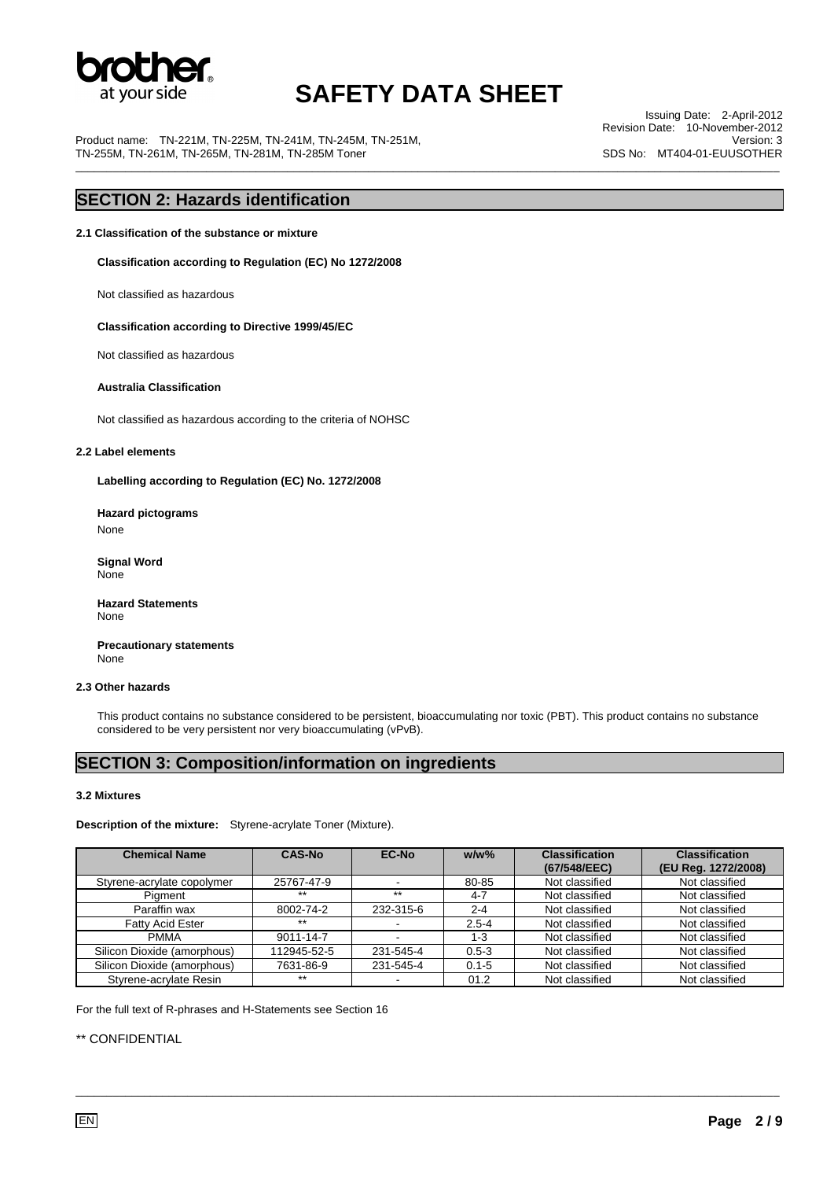## SECTION 2: Hazards identification

### 2.1 Classification of the substance or mixture

**Classification according to Regulation (EC) No 1272/2008**

Not classified as hazardous

**Classification according to Directive 1999/45/EC**

Not classified as hazardous

**Australia Classification**

Not classified as hazardous according to the criteria of NOHSC

### 2.2 Label elements

**Labelling according to Regulation (EC) No. 1272/2008**

**Hazard pictograms**
None

**Signal Word**
None

**Hazard Statements**
None

**Precautionary statements**
None

### 2.3 Other hazards

This product contains no substance considered to be persistent, bioaccumulating nor toxic (PBT). This product contains no substance considered to be very persistent nor very bioaccumulating (vPvB).

## SECTION 3: Composition/information on ingredients

### 3.2 Mixtures

**Description of the mixture:** Styrene-acrylate Toner (Mixture).

| Chemical Name | CAS-No | EC-No | w/w% | Classification (67/548/EEC) | Classification (EU Reg. 1272/2008) |
|---|---|---|---|---|---|
| Styrene-acrylate copolymer | 25767-47-9 | - | 80-85 | Not classified | Not classified |
| Pigment | ** | ** | 4-7 | Not classified | Not classified |
| Paraffin wax | 8002-74-2 | 232-315-6 | 2-4 | Not classified | Not classified |
| Fatty Acid Ester | ** | - | 2.5-4 | Not classified | Not classified |
| PMMA | 9011-14-7 | - | 1-3 | Not classified | Not classified |
| Silicon Dioxide (amorphous) | 112945-52-5 | 231-545-4 | 0.5-3 | Not classified | Not classified |
| Silicon Dioxide (amorphous) | 7631-86-9 | 231-545-4 | 0.1-5 | Not classified | Not classified |
| Styrene-acrylate Resin | ** | - | 01.2 | Not classified | Not classified |

For the full text of R-phrases and H-Statements see Section 16

** CONFIDENTIAL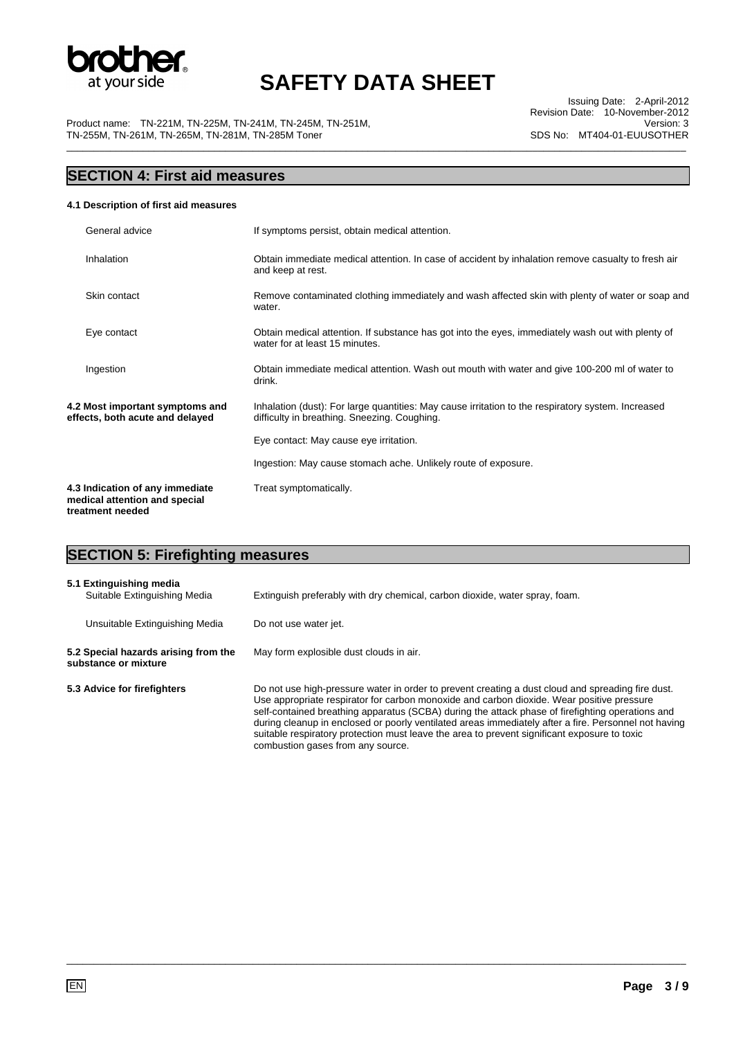## SECTION 4: First aid measures

**4.1 Description of first aid measures**

| | |
|---|---|
| General advice | If symptoms persist, obtain medical attention. |
| Inhalation | Obtain immediate medical attention. In case of accident by inhalation remove casualty to fresh air and keep at rest. |
| Skin contact | Remove contaminated clothing immediately and wash affected skin with plenty of water or soap and water. |
| Eye contact | Obtain medical attention. If substance has got into the eyes, immediately wash out with plenty of water for at least 15 minutes. |
| Ingestion | Obtain immediate medical attention. Wash out mouth with water and give 100-200 ml of water to drink. |

**4.2 Most important symptoms and effects, both acute and delayed**

Inhalation (dust): For large quantities: May cause irritation to the respiratory system. Increased difficulty in breathing. Sneezing. Coughing.

Eye contact: May cause eye irritation.

Ingestion: May cause stomach ache. Unlikely route of exposure.

**4.3 Indication of any immediate medical attention and special treatment needed**

Treat symptomatically.

## SECTION 5: Firefighting measures

**5.1 Extinguishing media**

| | |
|---|---|
| Suitable Extinguishing Media | Extinguish preferably with dry chemical, carbon dioxide, water spray, foam. |
| Unsuitable Extinguishing Media | Do not use water jet. |

**5.2 Special hazards arising from the substance or mixture**

May form explosible dust clouds in air.

**5.3 Advice for firefighters**

Do not use high-pressure water in order to prevent creating a dust cloud and spreading fire dust. Use appropriate respirator for carbon monoxide and carbon dioxide. Wear positive pressure self-contained breathing apparatus (SCBA) during the attack phase of firefighting operations and during cleanup in enclosed or poorly ventilated areas immediately after a fire. Personnel not having suitable respiratory protection must leave the area to prevent significant exposure to toxic combustion gases from any source.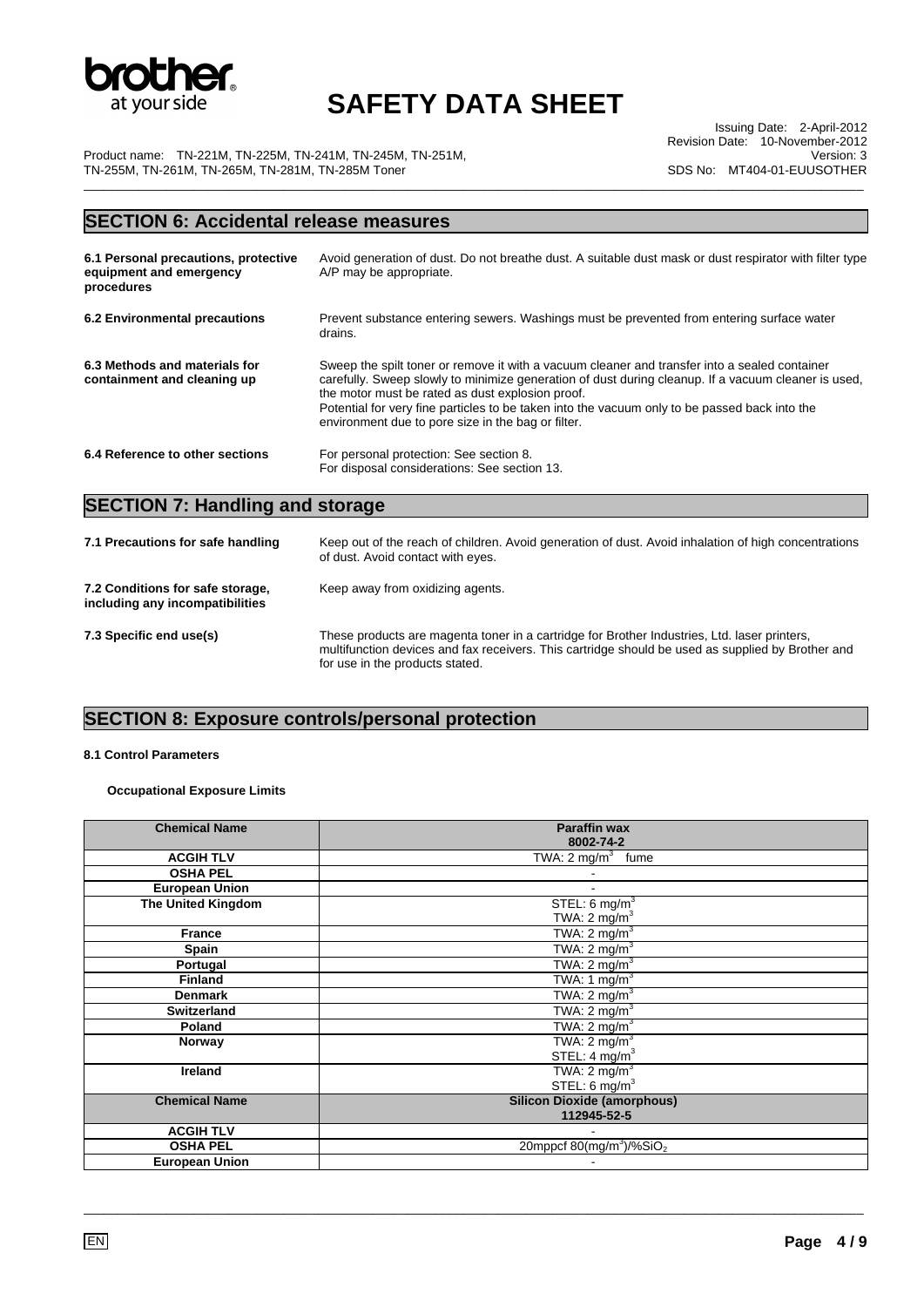## SECTION 6: Accidental release measures

| | |
|---|---|
| **6.1 Personal precautions, protective equipment and emergency procedures** | Avoid generation of dust. Do not breathe dust. A suitable dust mask or dust respirator with filter type A/P may be appropriate. |
| **6.2 Environmental precautions** | Prevent substance entering sewers. Washings must be prevented from entering surface water drains. |
| **6.3 Methods and materials for containment and cleaning up** | Sweep the spilt toner or remove it with a vacuum cleaner and transfer into a sealed container carefully. Sweep slowly to minimize generation of dust during cleanup. If a vacuum cleaner is used, the motor must be rated as dust explosion proof. Potential for very fine particles to be taken into the vacuum only to be passed back into the environment due to pore size in the bag or filter. |
| **6.4 Reference to other sections** | For personal protection: See section 8. For disposal considerations: See section 13. |

## SECTION 7: Handling and storage

| | |
|---|---|
| **7.1 Precautions for safe handling** | Keep out of the reach of children. Avoid generation of dust. Avoid inhalation of high concentrations of dust. Avoid contact with eyes. |
| **7.2 Conditions for safe storage, including any incompatibilities** | Keep away from oxidizing agents. |
| **7.3 Specific end use(s)** | These products are magenta toner in a cartridge for Brother Industries, Ltd. laser printers, multifunction devices and fax receivers. This cartridge should be used as supplied by Brother and for use in the products stated. |

## SECTION 8: Exposure controls/personal protection

**8.1 Control Parameters**

**Occupational Exposure Limits**

| Chemical Name | Paraffin wax 8002-74-2 |
|---|---|
| **ACGIH TLV** | TWA: 2 mg/m$^3$ fume |
| **OSHA PEL** | - |
| **European Union** | - |
| **The United Kingdom** | STEL: 6 mg/m$^3$ TWA: 2 mg/m$^3$ |
| **France** | TWA: 2 mg/m$^3$ |
| **Spain** | TWA: 2 mg/m$^3$ |
| **Portugal** | TWA: 2 mg/m$^3$ |
| **Finland** | TWA: 1 mg/m$^3$ |
| **Denmark** | TWA: 2 mg/m$^3$ |
| **Switzerland** | TWA: 2 mg/m$^3$ |
| **Poland** | TWA: 2 mg/m$^3$ |
| **Norway** | TWA: 2 mg/m$^3$ STEL: 4 mg/m$^3$ |
| **Ireland** | TWA: 2 mg/m$^3$ STEL: 6 mg/m$^3$ |
| **Chemical Name** | **Silicon Dioxide (amorphous) 112945-52-5** |
| **ACGIH TLV** | - |
| **OSHA PEL** | 20mppcf 80(mg/m$^3$)/%$SiO_2$ |
| **European Union** | - |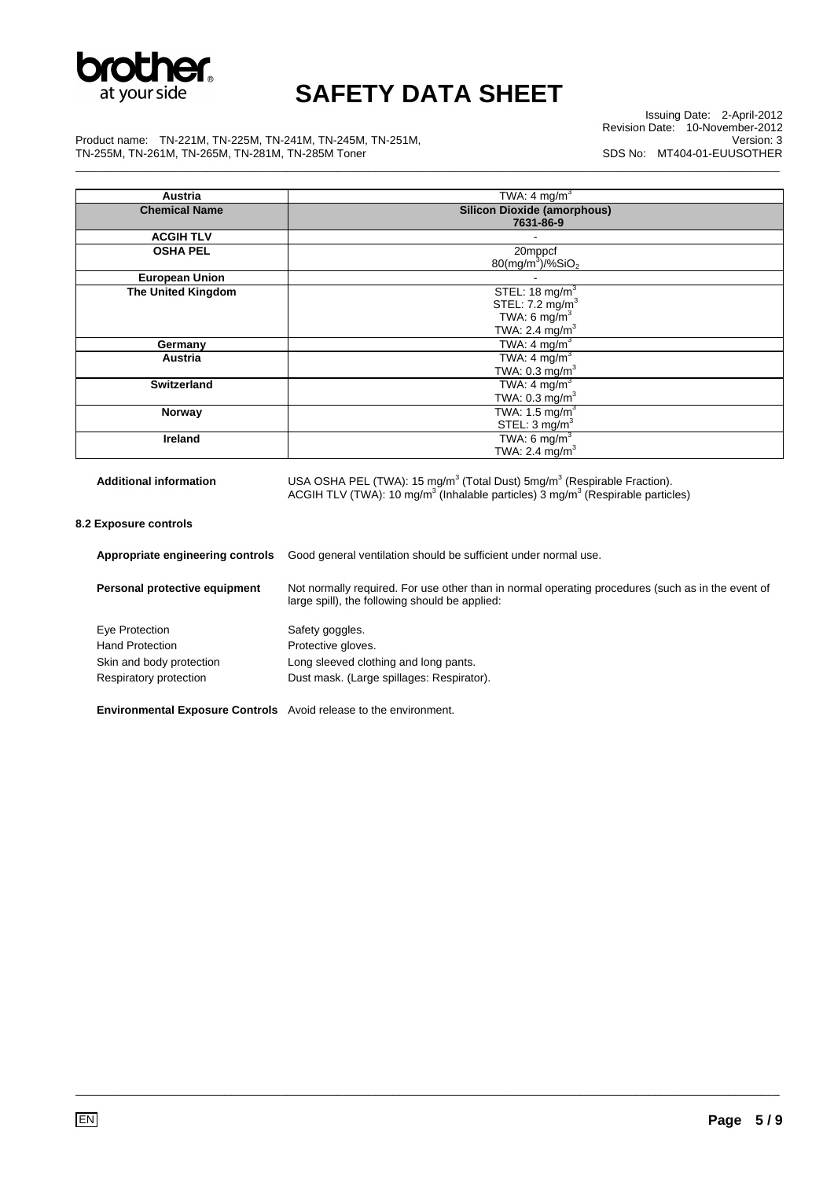| Austria | TWA: 4 $mg/m^3$ |
|---|---|
| **Chemical Name** | **Silicon Dioxide (amorphous) 7631-86-9** |
| **ACGIH TLV** | - |
| **OSHA PEL** | 20mppcf<br>80($mg/m^3$)/%$SiO_2$ |
| **European Union** | - |
| **The United Kingdom** | STEL: 18 $mg/m^3$<br>STEL: 7.2 $mg/m^3$<br>TWA: 6 $mg/m^3$<br>TWA: 2.4 $mg/m^3$ |
| **Germany** | TWA: 4 $mg/m^3$ |
| **Austria** | TWA: 4 $mg/m^3$<br>TWA: 0.3 $mg/m^3$ |
| **Switzerland** | TWA: 4 $mg/m^3$<br>TWA: 0.3 $mg/m^3$ |
| **Norway** | TWA: 1.5 $mg/m^3$<br>STEL: 3 $mg/m^3$ |
| **Ireland** | TWA: 6 $mg/m^3$<br>TWA: 2.4 $mg/m^3$ |

**Additional information**
USA OSHA PEL (TWA): 15 $mg/m^3$ (Total Dust) 5$mg/m^3$ (Respirable Fraction).
ACGIH TLV (TWA): 10 $mg/m^3$ (Inhalable particles) 3 $mg/m^3$ (Respirable particles)

### 8.2 Exposure controls

**Appropriate engineering controls** Good general ventilation should be sufficient under normal use.

**Personal protective equipment** Not normally required. For use other than in normal operating procedures (such as in the event of large spill), the following should be applied:

Eye Protection: Safety goggles.
Hand Protection: Protective gloves.
Skin and body protection: Long sleeved clothing and long pants.
Respiratory protection: Dust mask. (Large spillages: Respirator).

**Environmental Exposure Controls** Avoid release to the environment.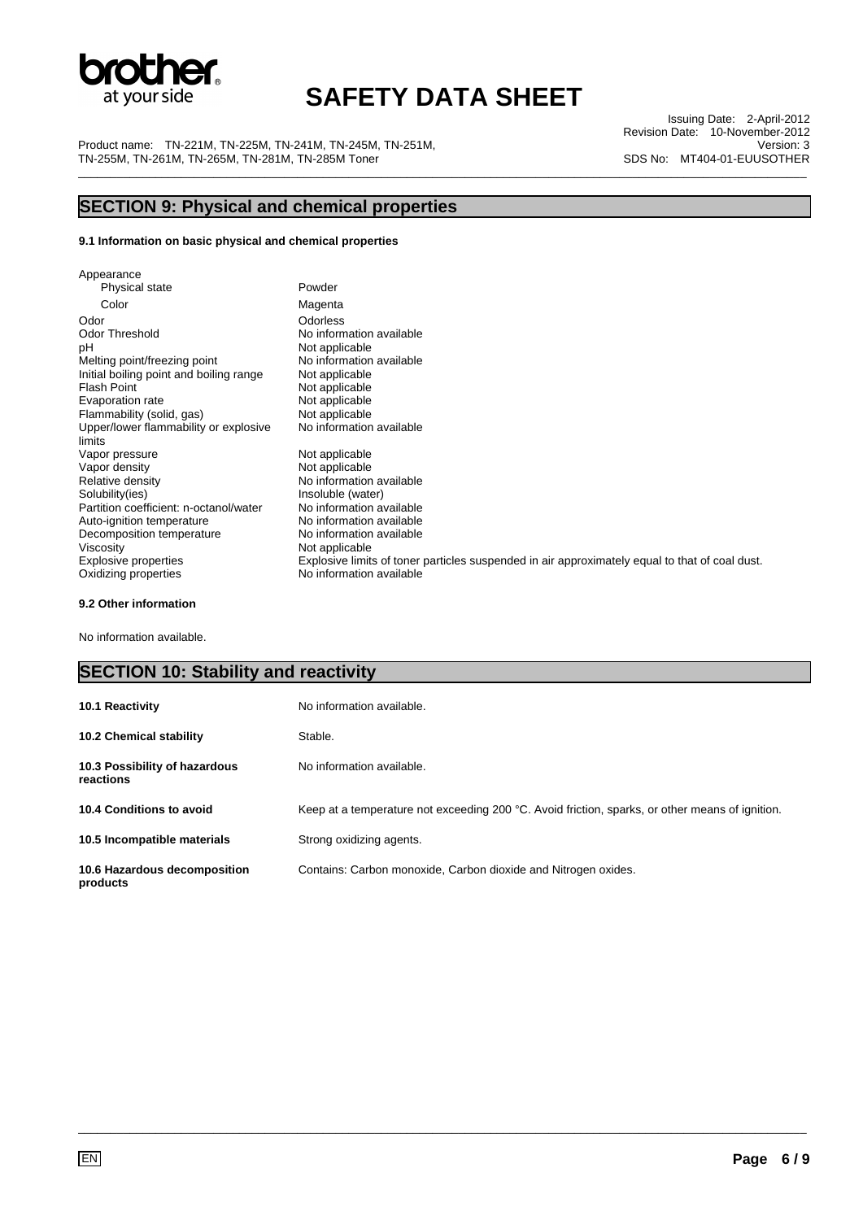## SECTION 9: Physical and chemical properties

**9.1 Information on basic physical and chemical properties**

| Property | Value |
|---|---|
| Appearance | |
| Physical state | Powder |
| Color | Magenta |
| Odor | Odorless |
| Odor Threshold | No information available |
| pH | Not applicable |
| Melting point/freezing point | No information available |
| Initial boiling point and boiling range | Not applicable |
| Flash Point | Not applicable |
| Evaporation rate | Not applicable |
| Flammability (solid, gas) | Not applicable |
| Upper/lower flammability or explosive limits | No information available |
| Vapor pressure | Not applicable |
| Vapor density | Not applicable |
| Relative density | No information available |
| Solubility(ies) | Insoluble (water) |
| Partition coefficient: n-octanol/water | No information available |
| Auto-ignition temperature | No information available |
| Decomposition temperature | No information available |
| Viscosity | Not applicable |
| Explosive properties | Explosive limits of toner particles suspended in air approximately equal to that of coal dust. |
| Oxidizing properties | No information available |

**9.2 Other information**

No information available.

## SECTION 10: Stability and reactivity

| | |
|---|---|
| **10.1 Reactivity** | No information available. |
| **10.2 Chemical stability** | Stable. |
| **10.3 Possibility of hazardous reactions** | No information available. |
| **10.4 Conditions to avoid** | Keep at a temperature not exceeding 200 °C. Avoid friction, sparks, or other means of ignition. |
| **10.5 Incompatible materials** | Strong oxidizing agents. |
| **10.6 Hazardous decomposition products** | Contains: Carbon monoxide, Carbon dioxide and Nitrogen oxides. |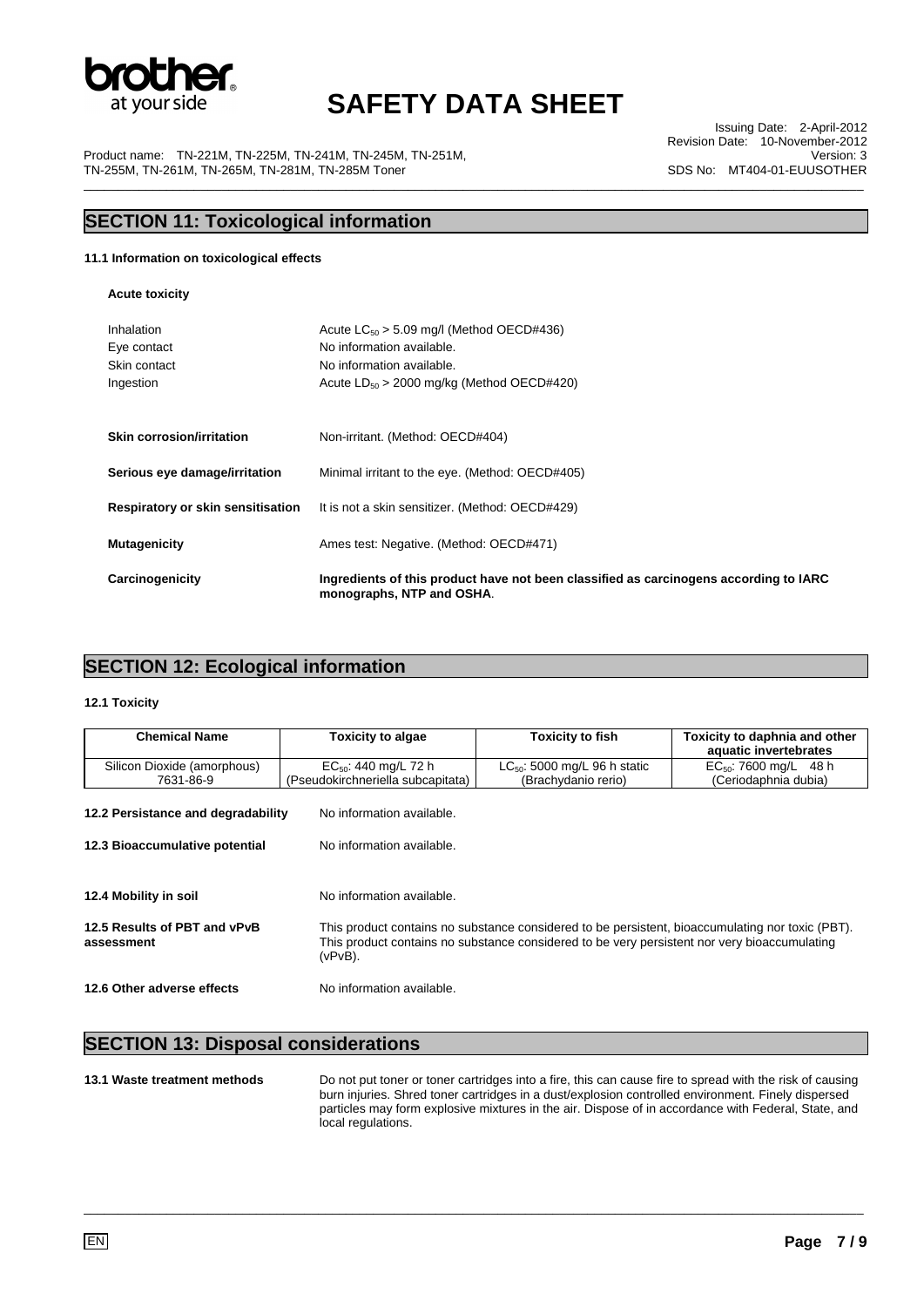## SECTION 11: Toxicological information

### 11.1 Information on toxicological effects

**Acute toxicity**

| | |
|---|---|
| Inhalation | Acute $LC_{50}$ > 5.09 mg/l (Method OECD#436) |
| Eye contact | No information available. |
| Skin contact | No information available. |
| Ingestion | Acute $LD_{50}$ > 2000 mg/kg (Method OECD#420) |

**Skin corrosion/irritation** Non-irritant. (Method: OECD#404)

**Serious eye damage/irritation** Minimal irritant to the eye. (Method: OECD#405)

**Respiratory or skin sensitisation** It is not a skin sensitizer. (Method: OECD#429)

**Mutagenicity** Ames test: Negative. (Method: OECD#471)

**Carcinogenicity** **Ingredients of this product have not been classified as carcinogens according to IARC monographs, NTP and OSHA**.

## SECTION 12: Ecological information

### 12.1 Toxicity

| Chemical Name | Toxicity to algae | Toxicity to fish | Toxicity to daphnia and other aquatic invertebrates |
|---|---|---|---|
| Silicon Dioxide (amorphous) 7631-86-9 | $EC_{50}$: 440 mg/L 72 h (Pseudokirchneriella subcapitata) | $LC_{50}$: 5000 mg/L 96 h static (Brachydanio rerio) | $EC_{50}$: 7600 mg/L 48 h (Ceriodaphnia dubia) |

**12.2 Persistance and degradability** No information available.

**12.3 Bioaccumulative potential** No information available.

**12.4 Mobility in soil** No information available.

**12.5 Results of PBT and vPvB assessment** This product contains no substance considered to be persistent, bioaccumulating nor toxic (PBT). This product contains no substance considered to be very persistent nor very bioaccumulating (vPvB).

**12.6 Other adverse effects** No information available.

## SECTION 13: Disposal considerations

**13.1 Waste treatment methods** Do not put toner or toner cartridges into a fire, this can cause fire to spread with the risk of causing burn injuries. Shred toner cartridges in a dust/explosion controlled environment. Finely dispersed particles may form explosive mixtures in the air. Dispose of in accordance with Federal, State, and local regulations.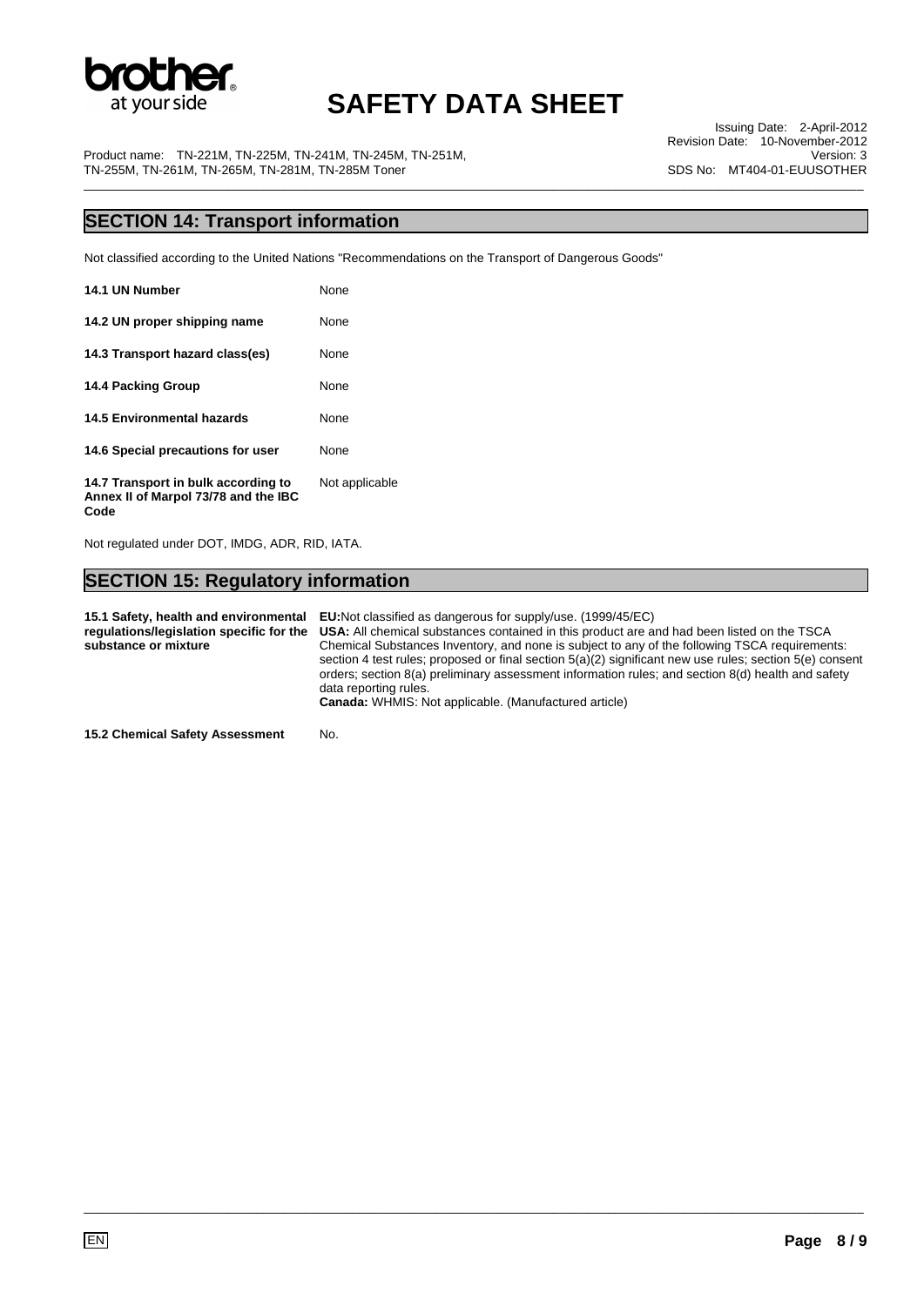## SECTION 14: Transport information

Not classified according to the United Nations "Recommendations on the Transport of Dangerous Goods"

| | |
|---|---|
| **14.1 UN Number** | None |
| **14.2 UN proper shipping name** | None |
| **14.3 Transport hazard class(es)** | None |
| **14.4 Packing Group** | None |
| **14.5 Environmental hazards** | None |
| **14.6 Special precautions for user** | None |
| **14.7 Transport in bulk according to Annex II of Marpol 73/78 and the IBC Code** | Not applicable |

Not regulated under DOT, IMDG, ADR, RID, IATA.

## SECTION 15: Regulatory information

| | |
|---|---|
| **15.1 Safety, health and environmental regulations/legislation specific for the substance or mixture** | **EU:**Not classified as dangerous for supply/use. (1999/45/EC)<br>**USA:** All chemical substances contained in this product are and had been listed on the TSCA Chemical Substances Inventory, and none is subject to any of the following TSCA requirements: section 4 test rules; proposed or final section 5(a)(2) significant new use rules; section 5(e) consent orders; section 8(a) preliminary assessment information rules; and section 8(d) health and safety data reporting rules.<br>**Canada:** WHMIS: Not applicable. (Manufactured article) |
| **15.2 Chemical Safety Assessment** | No. |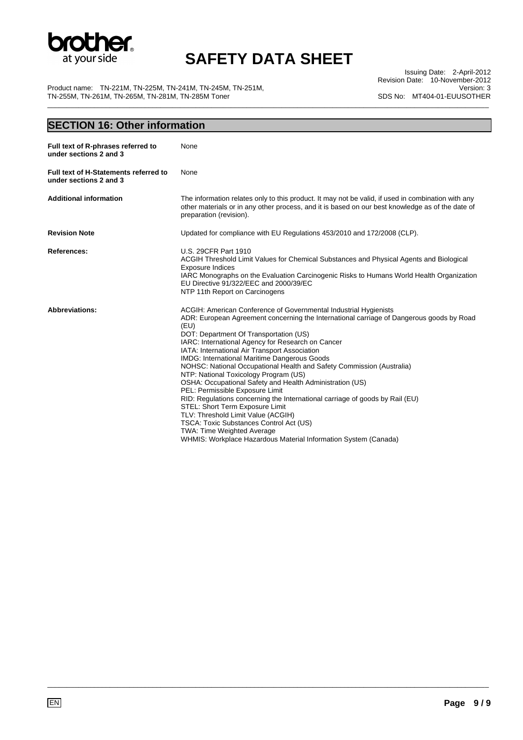## SECTION 16: Other information

| | |
|---|---|
| **Full text of R-phrases referred to under sections 2 and 3** | None |
| **Full text of H-Statements referred to under sections 2 and 3** | None |
| **Additional information** | The information relates only to this product. It may not be valid, if used in combination with any other materials or in any other process, and it is based on our best knowledge as of the date of preparation (revision). |
| **Revision Note** | Updated for compliance with EU Regulations 453/2010 and 172/2008 (CLP). |
| **References:** | U.S. 29CFR Part 1910<br>ACGIH Threshold Limit Values for Chemical Substances and Physical Agents and Biological Exposure Indices<br>IARC Monographs on the Evaluation Carcinogenic Risks to Humans World Health Organization<br>EU Directive 91/322/EEC and 2000/39/EC<br>NTP 11th Report on Carcinogens |
| **Abbreviations:** | ACGIH: American Conference of Governmental Industrial Hygienists<br>ADR: European Agreement concerning the International carriage of Dangerous goods by Road (EU)<br>DOT: Department Of Transportation (US)<br>IARC: International Agency for Research on Cancer<br>IATA: International Air Transport Association<br>IMDG: International Maritime Dangerous Goods<br>NOHSC: National Occupational Health and Safety Commission (Australia)<br>NTP: National Toxicology Program (US)<br>OSHA: Occupational Safety and Health Administration (US)<br>PEL: Permissible Exposure Limit<br>RID: Regulations concerning the International carriage of goods by Rail (EU)<br>STEL: Short Term Exposure Limit<br>TLV: Threshold Limit Value (ACGIH)<br>TSCA: Toxic Substances Control Act (US)<br>TWA: Time Weighted Average<br>WHMIS: Workplace Hazardous Material Information System (Canada) |